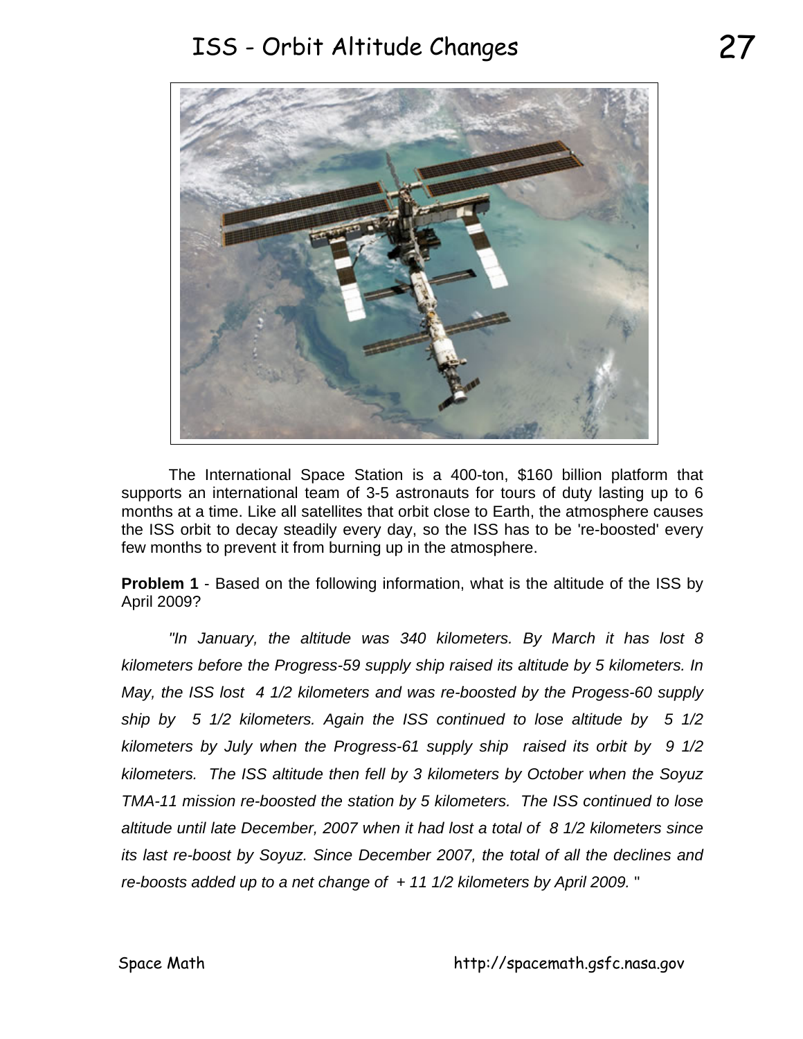# ISS - Orbit Altitude Changes

The International Space Station is a 400-ton, $160 billion platform that supports an international team of 3-5 astronauts for tours of duty lasting up to 6 months at a time. Like all satellites that orbit close to Earth, the atmosphere causes the ISS orbit to decay steadily every day, so the ISS has to be 're-boosted' every few months to prevent it from burning up in the atmosphere.

**Problem 1** - Based on the following information, what is the altitude of the ISS by April 2009?

*"In January, the altitude was 340 kilometers. By March it has lost 8 kilometers before the Progress-59 supply ship raised its altitude by 5 kilometers. In May, the ISS lost 4 1/2 kilometers and was re-boosted by the Progess-60 supply ship by 5 1/2 kilometers. Again the ISS continued to lose altitude by 5 1/2 kilometers by July when the Progress-61 supply ship raised its orbit by 9 1/2 kilometers. The ISS altitude then fell by 3 kilometers by October when the Soyuz TMA-11 mission re-boosted the station by 5 kilometers. The ISS continued to lose altitude until late December, 2007 when it had lost a total of 8 1/2 kilometers since its last re-boost by Soyuz. Since December 2007, the total of all the declines and re-boosts added up to a net change of + 11 1/2 kilometers by April 2009.* "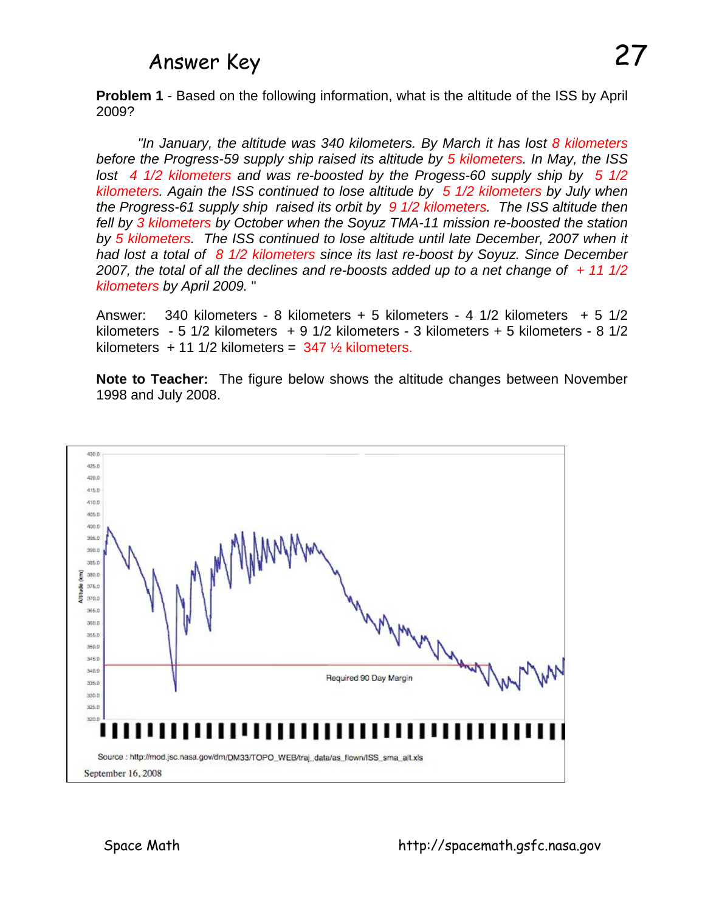# Answer Key

**Problem 1** - Based on the following information, what is the altitude of the ISS by April 2009?

*"In January, the altitude was 340 kilometers. By March it has lost 8 kilometers before the Progress-59 supply ship raised its altitude by 5 kilometers. In May, the ISS lost 4 1/2 kilometers and was re-boosted by the Progess-60 supply ship by 5 1/2 kilometers. Again the ISS continued to lose altitude by 5 1/2 kilometers by July when the Progress-61 supply ship raised its orbit by 9 1/2 kilometers. The ISS altitude then fell by 3 kilometers by October when the Soyuz TMA-11 mission re-boosted the station by 5 kilometers. The ISS continued to lose altitude until late December, 2007 when it had lost a total of 8 1/2 kilometers since its last re-boost by Soyuz. Since December 2007, the total of all the declines and re-boosts added up to a net change of + 11 1/2 kilometers by April 2009.* "

Answer: 340 kilometers - 8 kilometers + 5 kilometers - 4 1/2 kilometers + 5 1/2 kilometers - 5 1/2 kilometers + 9 1/2 kilometers - 3 kilometers + 5 kilometers - 8 1/2 kilometers + 11 1/2 kilometers = 347 ½ kilometers.

**Note to Teacher:** The figure below shows the altitude changes between November 1998 and July 2008.

Altitude (km)

430.0
425.0
420.0
415.0
410.0
405.0
400.0
395.0
390.0
385.0
380.0
375.0
370.0
365.0
360.0
355.0
350.0
345.0
340.0
335.0
330.0
325.0
320.0

Required 90 Day Margin

Source : http://mod.jsc.nasa.gov/dm/DM33/TOPO_WEB/traj_data/as_flown/ISS_sma_alt.xls

September 16, 2008